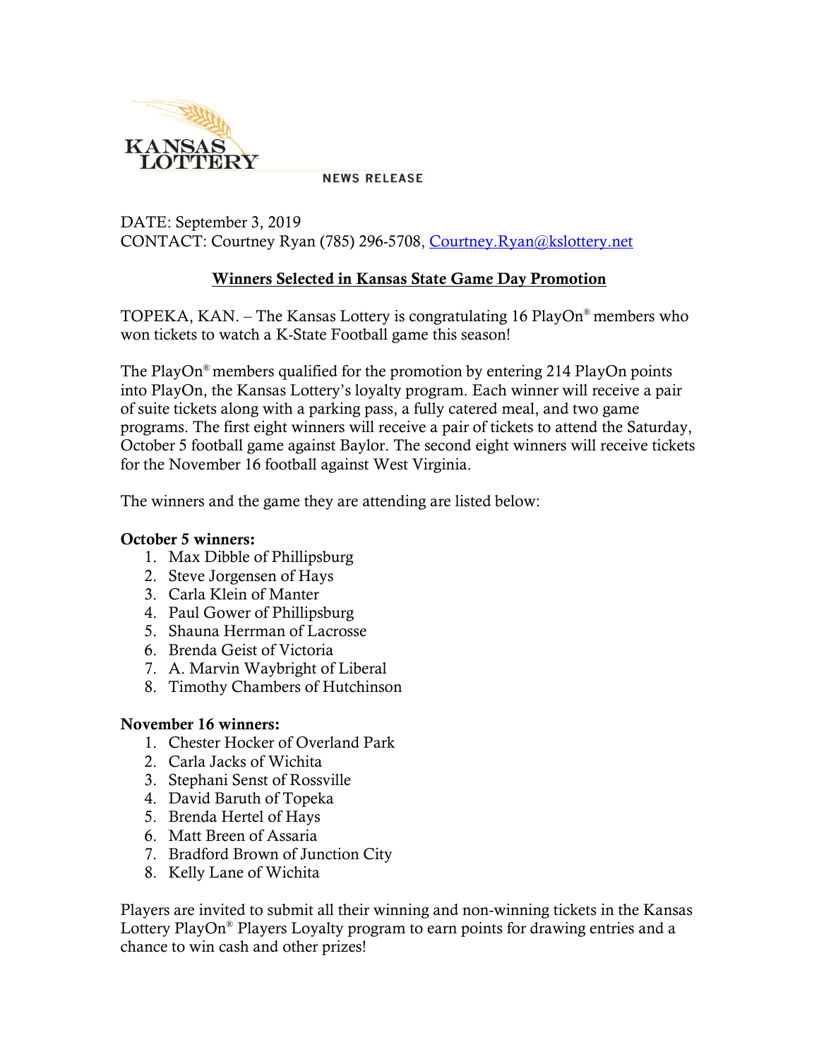KANSAS LOTTERY

NEWS RELEASE

DATE: September 3, 2019
CONTACT: Courtney Ryan (785) 296-5708, Courtney.Ryan@kslottery.net

## Winners Selected in Kansas State Game Day Promotion

TOPEKA, KAN. – The Kansas Lottery is congratulating 16 PlayOn® members who won tickets to watch a K-State Football game this season!

The PlayOn® members qualified for the promotion by entering 214 PlayOn points into PlayOn, the Kansas Lottery's loyalty program. Each winner will receive a pair of suite tickets along with a parking pass, a fully catered meal, and two game programs. The first eight winners will receive a pair of tickets to attend the Saturday, October 5 football game against Baylor. The second eight winners will receive tickets for the November 16 football against West Virginia.

The winners and the game they are attending are listed below:

**October 5 winners:**

1. Max Dibble of Phillipsburg
2. Steve Jorgensen of Hays
3. Carla Klein of Manter
4. Paul Gower of Phillipsburg
5. Shauna Herrman of Lacrosse
6. Brenda Geist of Victoria
7. A. Marvin Waybright of Liberal
8. Timothy Chambers of Hutchinson

**November 16 winners:**

1. Chester Hocker of Overland Park
2. Carla Jacks of Wichita
3. Stephani Senst of Rossville
4. David Baruth of Topeka
5. Brenda Hertel of Hays
6. Matt Breen of Assaria
7. Bradford Brown of Junction City
8. Kelly Lane of Wichita

Players are invited to submit all their winning and non-winning tickets in the Kansas Lottery PlayOn® Players Loyalty program to earn points for drawing entries and a chance to win cash and other prizes!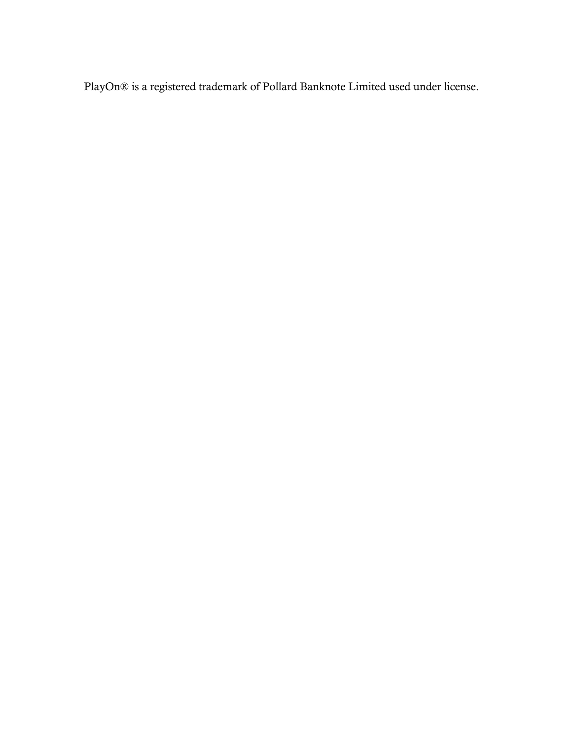PlayOn® is a registered trademark of Pollard Banknote Limited used under license.